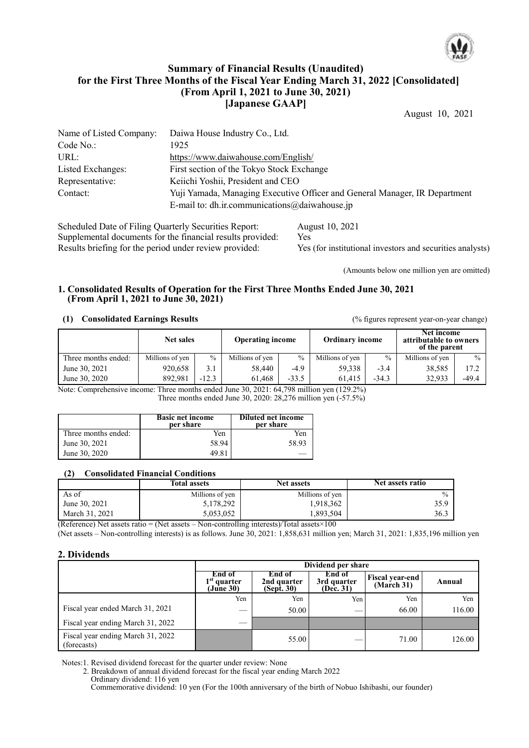# Summary of Financial Results (Unaudited) for the First Three Months of the Fiscal Year Ending March 31, 2022 [Consolidated] (From April 1, 2021 to June 30, 2021) [Japanese GAAP]

August 10, 2021

| | |
|---|---|
| Name of Listed Company: | Daiwa House Industry Co., Ltd. |
| Code No.: | 1925 |
| URL: | https://www.daiwahouse.com/English/ |
| Listed Exchanges: | First section of the Tokyo Stock Exchange |
| Representative: | Keiichi Yoshii, President and CEO |
| Contact: | Yuji Yamada, Managing Executive Officer and General Manager, IR Department<br>E-mail to: dh.ir.communications@daiwahouse.jp |

| | |
|---|---|
| Scheduled Date of Filing Quarterly Securities Report: | August 10, 2021 |
| Supplemental documents for the financial results provided: | Yes |
| Results briefing for the period under review provided: | Yes (for institutional investors and securities analysts) |

(Amounts below one million yen are omitted)

## 1. Consolidated Results of Operation for the First Three Months Ended June 30, 2021 (From April 1, 2021 to June 30, 2021)

### (1) Consolidated Earnings Results

(% figures represent year-on-year change)

| | Net sales | | Operating income | | Ordinary income | | Net income attributable to owners of the parent | |
|---|---|---|---|---|---|---|---|---|
| Three months ended: | Millions of yen | % | Millions of yen | % | Millions of yen | % | Millions of yen | % |
| June 30, 2021 | 920,658 | 3.1 | 58,440 | -4.9 | 59,338 | -3.4 | 38,585 | 17.2 |
| June 30, 2020 | 892,981 | -12.3 | 61,468 | -33.5 | 61,415 | -34.3 | 32,933 | -49.4 |

Note: Comprehensive income: Three months ended June 30, 2021: 64,798 million yen (129.2%)
Three months ended June 30, 2020: 28,276 million yen (-57.5%)

| | Basic net income per share | Diluted net income per share |
|---|---|---|
| Three months ended: | Yen | Yen |
| June 30, 2021 | 58.94 | 58.93 |
| June 30, 2020 | 49.81 | — |

### (2) Consolidated Financial Conditions

| | Total assets | Net assets | Net assets ratio |
|---|---|---|---|
| As of | Millions of yen | Millions of yen | % |
| June 30, 2021 | 5,178,292 | 1,918,362 | 35.9 |
| March 31, 2021 | 5,053,052 | 1,893,504 | 36.3 |

(Reference) Net assets ratio = (Net assets – Non-controlling interests)/Total assets×100

(Net assets – Non-controlling interests) is as follows. June 30, 2021: 1,858,631 million yen; March 31, 2021: 1,835,196 million yen

## 2. Dividends

| | Dividend per share | | | | |
|---|---|---|---|---|---|
| | End of 1st quarter (June 30) | End of 2nd quarter (Sept. 30) | End of 3rd quarter (Dec. 31) | Fiscal year-end (March 31) | Annual |
| | Yen | Yen | Yen | Yen | Yen |
| Fiscal year ended March 31, 2021 | — | 50.00 | — | 66.00 | 116.00 |
| Fiscal year ending March 31, 2022 | — | | | | |
| Fiscal year ending March 31, 2022 (forecasts) | | 55.00 | — | 71.00 | 126.00 |

Notes: 1. Revised dividend forecast for the quarter under review: None
2. Breakdown of annual dividend forecast for the fiscal year ending March 2022
Ordinary dividend: 116 yen
Commemorative dividend: 10 yen (For the 100th anniversary of the birth of Nobuo Ishibashi, our founder)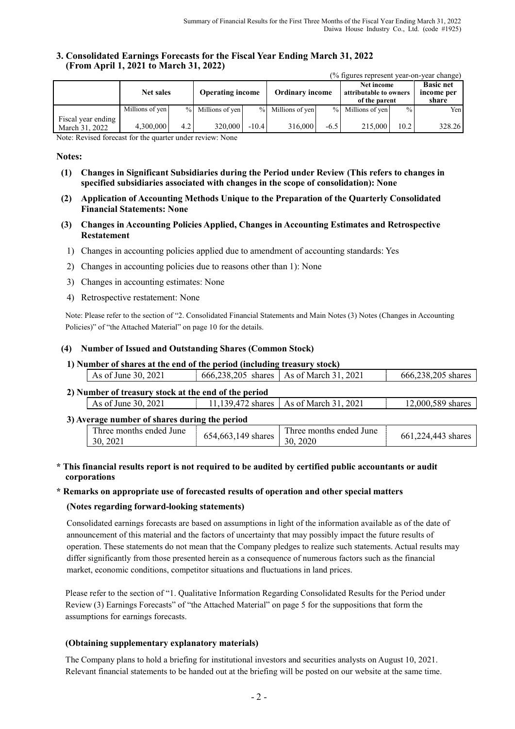### 3. Consolidated Earnings Forecasts for the Fiscal Year Ending March 31, 2022 (From April 1, 2021 to March 31, 2022)

(% figures represent year-on-year change)

| | Net sales | | Operating income | | Ordinary income | | Net income attributable to owners of the parent | | Basic net income per share |
|---|---|---|---|---|---|---|---|---|---|
| | Millions of yen | % | Millions of yen | % | Millions of yen | % | Millions of yen | % | Yen |
| Fiscal year ending March 31, 2022 | 4,300,000 | 4.2 | 320,000 | -10.4 | 316,000 | -6.5 | 215,000 | 10.2 | 328.26 |

Note: Revised forecast for the quarter under review: None

**Notes:**

**(1) Changes in Significant Subsidiaries during the Period under Review (This refers to changes in specified subsidiaries associated with changes in the scope of consolidation): None**

**(2) Application of Accounting Methods Unique to the Preparation of the Quarterly Consolidated Financial Statements: None**

**(3) Changes in Accounting Policies Applied, Changes in Accounting Estimates and Retrospective Restatement**

1) Changes in accounting policies applied due to amendment of accounting standards: Yes

2) Changes in accounting policies due to reasons other than 1): None

3) Changes in accounting estimates: None

4) Retrospective restatement: None

Note: Please refer to the section of "2. Consolidated Financial Statements and Main Notes (3) Notes (Changes in Accounting Policies)" of "the Attached Material" on page 10 for the details.

**(4) Number of Issued and Outstanding Shares (Common Stock)**

**1) Number of shares at the end of the period (including treasury stock)**

| As of June 30, 2021 | 666,238,205 shares | As of March 31, 2021 | 666,238,205 shares |
|---|---|---|---|

**2) Number of treasury stock at the end of the period**

| As of June 30, 2021 | 11,139,472 shares | As of March 31, 2021 | 12,000,589 shares |
|---|---|---|---|

**3) Average number of shares during the period**

| Three months ended June 30, 2021 | 654,663,149 shares | Three months ended June 30, 2020 | 661,224,443 shares |
|---|---|---|---|

**\* This financial results report is not required to be audited by certified public accountants or audit corporations**

**\* Remarks on appropriate use of forecasted results of operation and other special matters**

**(Notes regarding forward-looking statements)**

Consolidated earnings forecasts are based on assumptions in light of the information available as of the date of announcement of this material and the factors of uncertainty that may possibly impact the future results of operation. These statements do not mean that the Company pledges to realize such statements. Actual results may differ significantly from those presented herein as a consequence of numerous factors such as the financial market, economic conditions, competitor situations and fluctuations in land prices.

Please refer to the section of "1. Qualitative Information Regarding Consolidated Results for the Period under Review (3) Earnings Forecasts" of "the Attached Material" on page 5 for the suppositions that form the assumptions for earnings forecasts.

**(Obtaining supplementary explanatory materials)**

The Company plans to hold a briefing for institutional investors and securities analysts on August 10, 2021. Relevant financial statements to be handed out at the briefing will be posted on our website at the same time.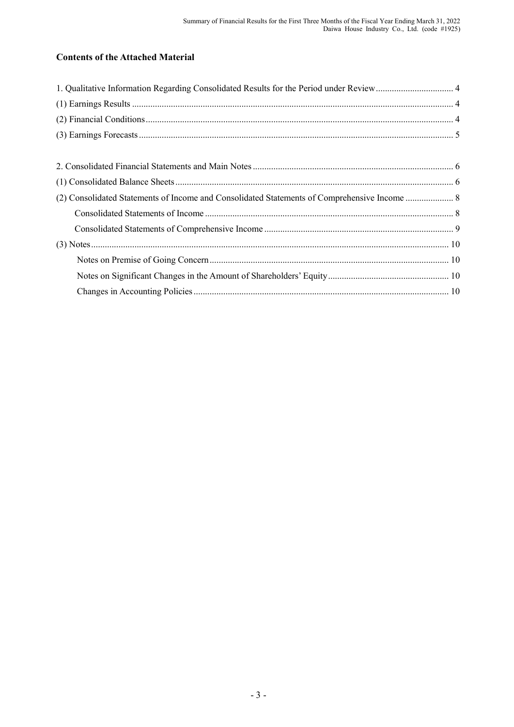**Contents of the Attached Material**

1. Qualitative Information Regarding Consolidated Results for the Period under Review .................................. 4

(1) Earnings Results ........................................................................................................................................... 4

(2) Financial Conditions ..................................................................................................................................... 4

(3) Earnings Forecasts ........................................................................................................................................ 5

2. Consolidated Financial Statements and Main Notes ....................................................................................... 6

(1) Consolidated Balance Sheets ........................................................................................................................ 6

(2) Consolidated Statements of Income and Consolidated Statements of Comprehensive Income ..................... 8

Consolidated Statements of Income ............................................................................................................ 8

Consolidated Statements of Comprehensive Income .................................................................................. 9

(3) Notes ........................................................................................................................................................... 10

Notes on Premise of Going Concern ........................................................................................................ 10

Notes on Significant Changes in the Amount of Shareholders' Equity .................................................... 10

Changes in Accounting Policies ............................................................................................................... 10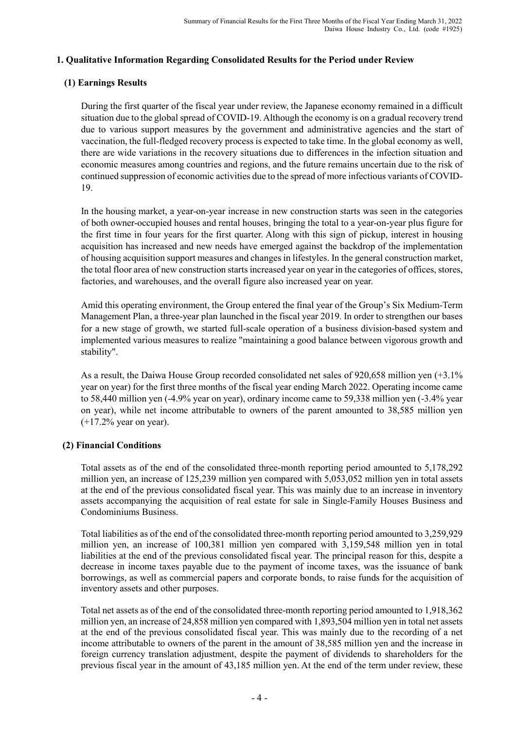## 1. Qualitative Information Regarding Consolidated Results for the Period under Review

### (1) Earnings Results

During the first quarter of the fiscal year under review, the Japanese economy remained in a difficult situation due to the global spread of COVID-19. Although the economy is on a gradual recovery trend due to various support measures by the government and administrative agencies and the start of vaccination, the full-fledged recovery process is expected to take time. In the global economy as well, there are wide variations in the recovery situations due to differences in the infection situation and economic measures among countries and regions, and the future remains uncertain due to the risk of continued suppression of economic activities due to the spread of more infectious variants of COVID-19.

In the housing market, a year-on-year increase in new construction starts was seen in the categories of both owner-occupied houses and rental houses, bringing the total to a year-on-year plus figure for the first time in four years for the first quarter. Along with this sign of pickup, interest in housing acquisition has increased and new needs have emerged against the backdrop of the implementation of housing acquisition support measures and changes in lifestyles. In the general construction market, the total floor area of new construction starts increased year on year in the categories of offices, stores, factories, and warehouses, and the overall figure also increased year on year.

Amid this operating environment, the Group entered the final year of the Group's Six Medium-Term Management Plan, a three-year plan launched in the fiscal year 2019. In order to strengthen our bases for a new stage of growth, we started full-scale operation of a business division-based system and implemented various measures to realize "maintaining a good balance between vigorous growth and stability".

As a result, the Daiwa House Group recorded consolidated net sales of 920,658 million yen (+3.1% year on year) for the first three months of the fiscal year ending March 2022. Operating income came to 58,440 million yen (-4.9% year on year), ordinary income came to 59,338 million yen (-3.4% year on year), while net income attributable to owners of the parent amounted to 38,585 million yen (+17.2% year on year).

### (2) Financial Conditions

Total assets as of the end of the consolidated three-month reporting period amounted to 5,178,292 million yen, an increase of 125,239 million yen compared with 5,053,052 million yen in total assets at the end of the previous consolidated fiscal year. This was mainly due to an increase in inventory assets accompanying the acquisition of real estate for sale in Single-Family Houses Business and Condominiums Business.

Total liabilities as of the end of the consolidated three-month reporting period amounted to 3,259,929 million yen, an increase of 100,381 million yen compared with 3,159,548 million yen in total liabilities at the end of the previous consolidated fiscal year. The principal reason for this, despite a decrease in income taxes payable due to the payment of income taxes, was the issuance of bank borrowings, as well as commercial papers and corporate bonds, to raise funds for the acquisition of inventory assets and other purposes.

Total net assets as of the end of the consolidated three-month reporting period amounted to 1,918,362 million yen, an increase of 24,858 million yen compared with 1,893,504 million yen in total net assets at the end of the previous consolidated fiscal year. This was mainly due to the recording of a net income attributable to owners of the parent in the amount of 38,585 million yen and the increase in foreign currency translation adjustment, despite the payment of dividends to shareholders for the previous fiscal year in the amount of 43,185 million yen. At the end of the term under review, these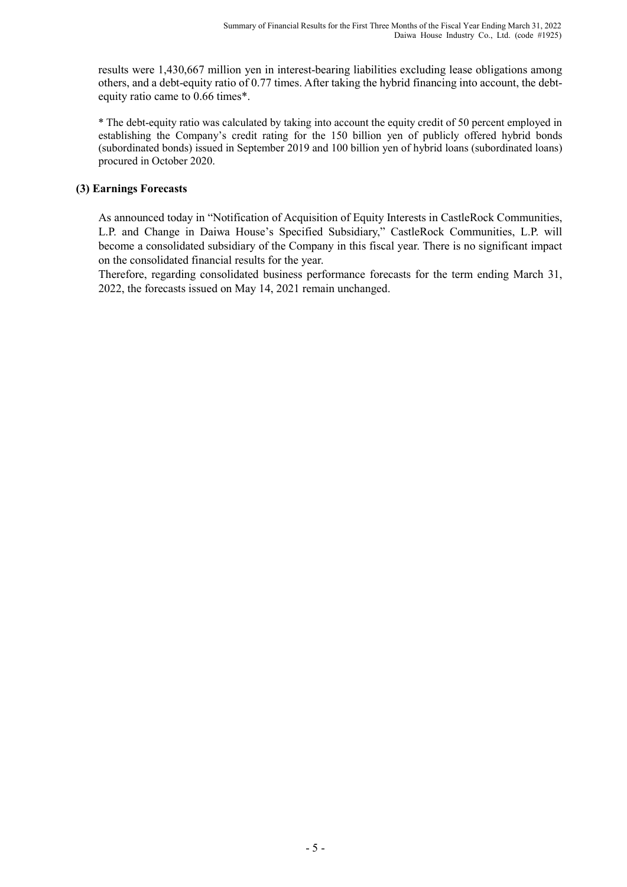results were 1,430,667 million yen in interest-bearing liabilities excluding lease obligations among others, and a debt-equity ratio of 0.77 times. After taking the hybrid financing into account, the debt-equity ratio came to 0.66 times*.

* The debt-equity ratio was calculated by taking into account the equity credit of 50 percent employed in establishing the Company's credit rating for the 150 billion yen of publicly offered hybrid bonds (subordinated bonds) issued in September 2019 and 100 billion yen of hybrid loans (subordinated loans) procured in October 2020.

### (3) Earnings Forecasts

As announced today in "Notification of Acquisition of Equity Interests in CastleRock Communities, L.P. and Change in Daiwa House's Specified Subsidiary," CastleRock Communities, L.P. will become a consolidated subsidiary of the Company in this fiscal year. There is no significant impact on the consolidated financial results for the year.

Therefore, regarding consolidated business performance forecasts for the term ending March 31, 2022, the forecasts issued on May 14, 2021 remain unchanged.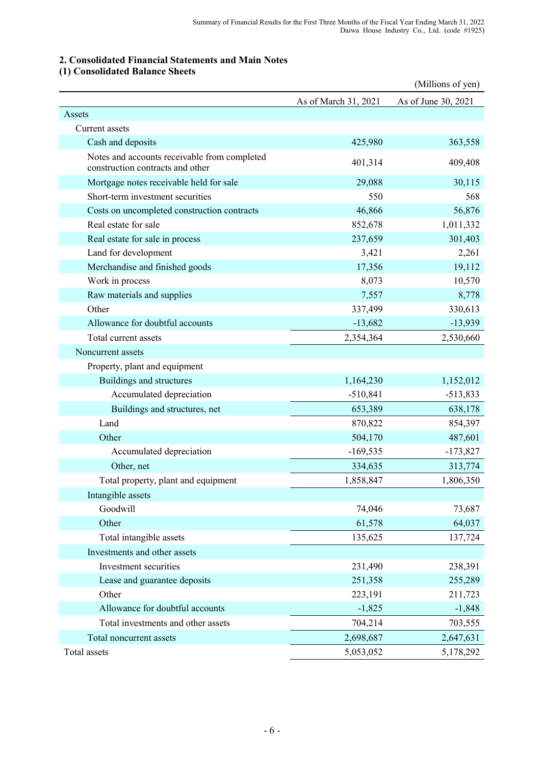## 2. Consolidated Financial Statements and Main Notes

### (1) Consolidated Balance Sheets

(Millions of yen)

| | As of March 31, 2021 | As of June 30, 2021 |
|---|---|---|
| Assets | | |
| Current assets | | |
| Cash and deposits | 425,980 | 363,558 |
| Notes and accounts receivable from completed construction contracts and other | 401,314 | 409,408 |
| Mortgage notes receivable held for sale | 29,088 | 30,115 |
| Short-term investment securities | 550 | 568 |
| Costs on uncompleted construction contracts | 46,866 | 56,876 |
| Real estate for sale | 852,678 | 1,011,332 |
| Real estate for sale in process | 237,659 | 301,403 |
| Land for development | 3,421 | 2,261 |
| Merchandise and finished goods | 17,356 | 19,112 |
| Work in process | 8,073 | 10,570 |
| Raw materials and supplies | 7,557 | 8,778 |
| Other | 337,499 | 330,613 |
| Allowance for doubtful accounts | -13,682 | -13,939 |
| Total current assets | 2,354,364 | 2,530,660 |
| Noncurrent assets | | |
| Property, plant and equipment | | |
| Buildings and structures | 1,164,230 | 1,152,012 |
| Accumulated depreciation | -510,841 | -513,833 |
| Buildings and structures, net | 653,389 | 638,178 |
| Land | 870,822 | 854,397 |
| Other | 504,170 | 487,601 |
| Accumulated depreciation | -169,535 | -173,827 |
| Other, net | 334,635 | 313,774 |
| Total property, plant and equipment | 1,858,847 | 1,806,350 |
| Intangible assets | | |
| Goodwill | 74,046 | 73,687 |
| Other | 61,578 | 64,037 |
| Total intangible assets | 135,625 | 137,724 |
| Investments and other assets | | |
| Investment securities | 231,490 | 238,391 |
| Lease and guarantee deposits | 251,358 | 255,289 |
| Other | 223,191 | 211,723 |
| Allowance for doubtful accounts | -1,825 | -1,848 |
| Total investments and other assets | 704,214 | 703,555 |
| Total noncurrent assets | 2,698,687 | 2,647,631 |
| Total assets | 5,053,052 | 5,178,292 |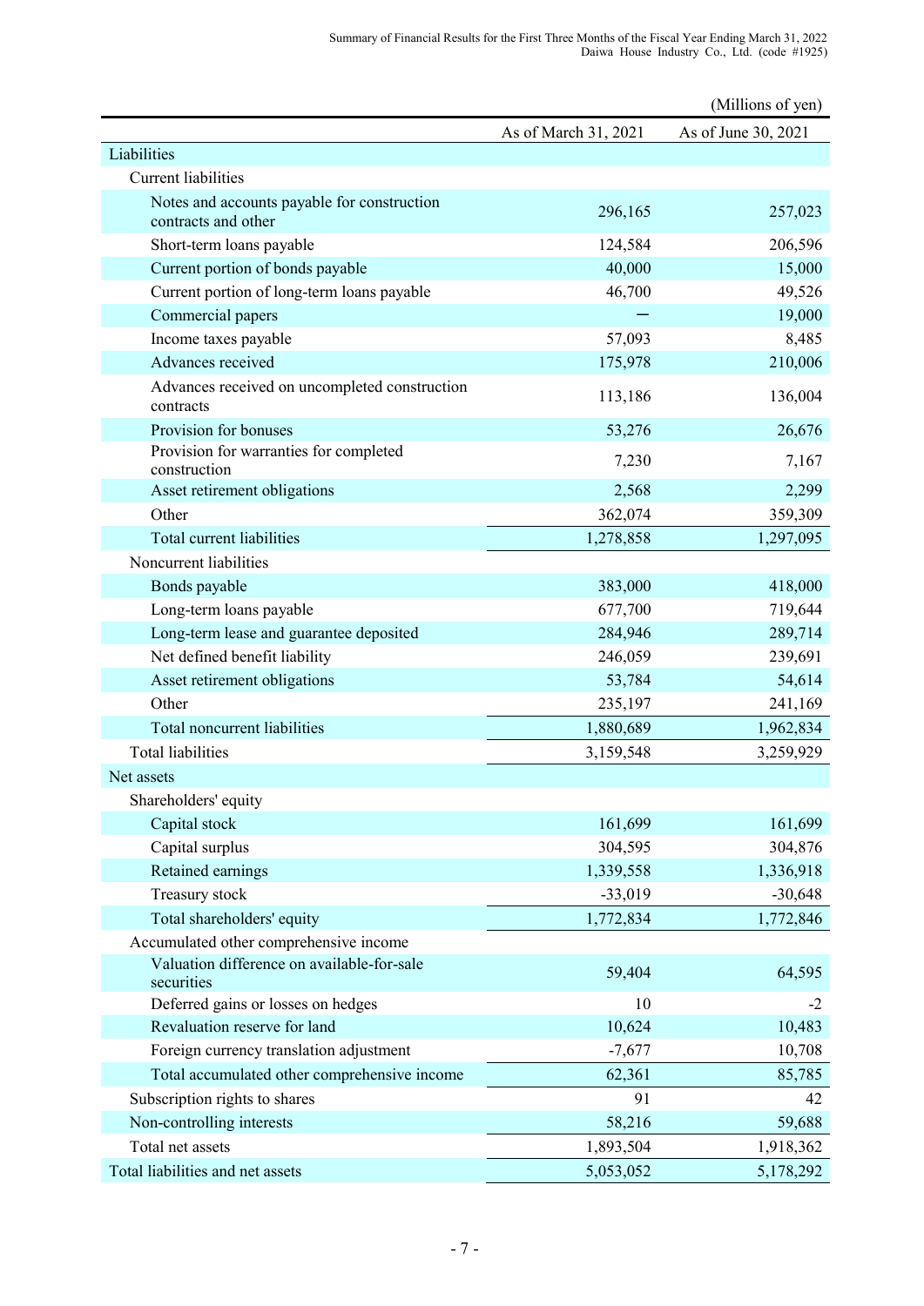(Millions of yen)

| | As of March 31, 2021 | As of June 30, 2021 |
|---|---|---|
| Liabilities | | |
| Current liabilities | | |
| Notes and accounts payable for construction contracts and other | 296,165 | 257,023 |
| Short-term loans payable | 124,584 | 206,596 |
| Current portion of bonds payable | 40,000 | 15,000 |
| Current portion of long-term loans payable | 46,700 | 49,526 |
| Commercial papers | ― | 19,000 |
| Income taxes payable | 57,093 | 8,485 |
| Advances received | 175,978 | 210,006 |
| Advances received on uncompleted construction contracts | 113,186 | 136,004 |
| Provision for bonuses | 53,276 | 26,676 |
| Provision for warranties for completed construction | 7,230 | 7,167 |
| Asset retirement obligations | 2,568 | 2,299 |
| Other | 362,074 | 359,309 |
| Total current liabilities | 1,278,858 | 1,297,095 |
| Noncurrent liabilities | | |
| Bonds payable | 383,000 | 418,000 |
| Long-term loans payable | 677,700 | 719,644 |
| Long-term lease and guarantee deposited | 284,946 | 289,714 |
| Net defined benefit liability | 246,059 | 239,691 |
| Asset retirement obligations | 53,784 | 54,614 |
| Other | 235,197 | 241,169 |
| Total noncurrent liabilities | 1,880,689 | 1,962,834 |
| Total liabilities | 3,159,548 | 3,259,929 |
| Net assets | | |
| Shareholders' equity | | |
| Capital stock | 161,699 | 161,699 |
| Capital surplus | 304,595 | 304,876 |
| Retained earnings | 1,339,558 | 1,336,918 |
| Treasury stock | -33,019 | -30,648 |
| Total shareholders' equity | 1,772,834 | 1,772,846 |
| Accumulated other comprehensive income | | |
| Valuation difference on available-for-sale securities | 59,404 | 64,595 |
| Deferred gains or losses on hedges | 10 | -2 |
| Revaluation reserve for land | 10,624 | 10,483 |
| Foreign currency translation adjustment | -7,677 | 10,708 |
| Total accumulated other comprehensive income | 62,361 | 85,785 |
| Subscription rights to shares | 91 | 42 |
| Non-controlling interests | 58,216 | 59,688 |
| Total net assets | 1,893,504 | 1,918,362 |
| Total liabilities and net assets | 5,053,052 | 5,178,292 |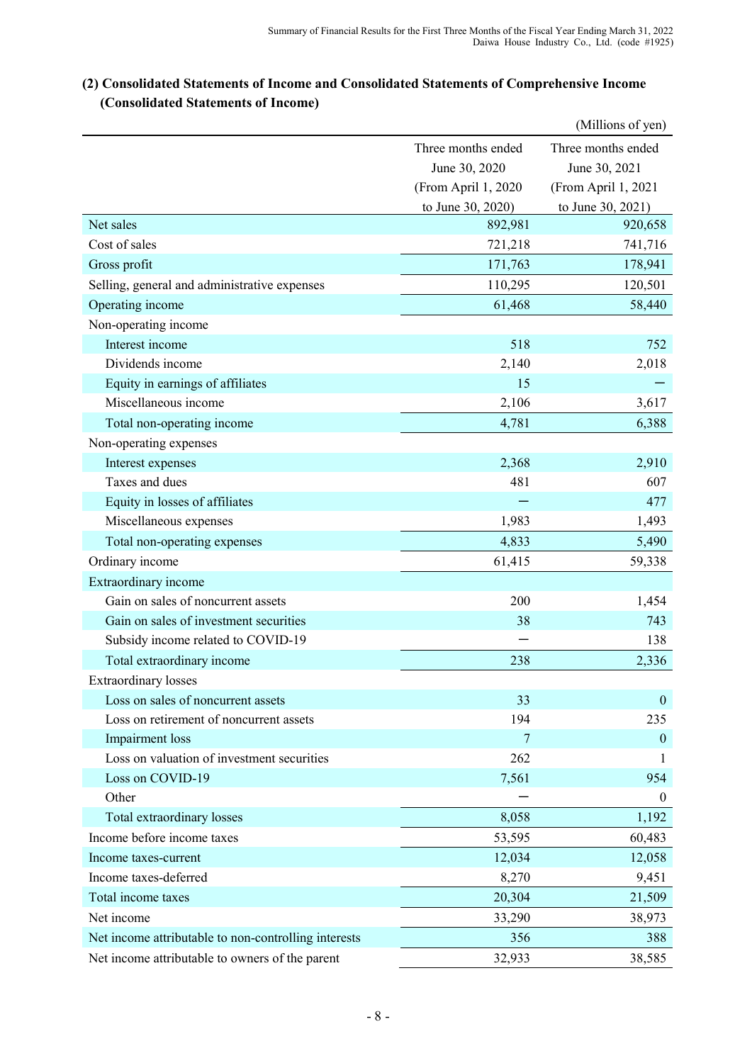## (2) Consolidated Statements of Income and Consolidated Statements of Comprehensive Income (Consolidated Statements of Income)

(Millions of yen)

| | Three months ended June 30, 2020 (From April 1, 2020 to June 30, 2020) | Three months ended June 30, 2021 (From April 1, 2021 to June 30, 2021) |
|---|---|---|
| Net sales | 892,981 | 920,658 |
| Cost of sales | 721,218 | 741,716 |
| Gross profit | 171,763 | 178,941 |
| Selling, general and administrative expenses | 110,295 | 120,501 |
| Operating income | 61,468 | 58,440 |
| Non-operating income | | |
| Interest income | 518 | 752 |
| Dividends income | 2,140 | 2,018 |
| Equity in earnings of affiliates | 15 | ― |
| Miscellaneous income | 2,106 | 3,617 |
| Total non-operating income | 4,781 | 6,388 |
| Non-operating expenses | | |
| Interest expenses | 2,368 | 2,910 |
| Taxes and dues | 481 | 607 |
| Equity in losses of affiliates | ― | 477 |
| Miscellaneous expenses | 1,983 | 1,493 |
| Total non-operating expenses | 4,833 | 5,490 |
| Ordinary income | 61,415 | 59,338 |
| Extraordinary income | | |
| Gain on sales of noncurrent assets | 200 | 1,454 |
| Gain on sales of investment securities | 38 | 743 |
| Subsidy income related to COVID-19 | ― | 138 |
| Total extraordinary income | 238 | 2,336 |
| Extraordinary losses | | |
| Loss on sales of noncurrent assets | 33 | 0 |
| Loss on retirement of noncurrent assets | 194 | 235 |
| Impairment loss | 7 | 0 |
| Loss on valuation of investment securities | 262 | 1 |
| Loss on COVID-19 | 7,561 | 954 |
| Other | ― | 0 |
| Total extraordinary losses | 8,058 | 1,192 |
| Income before income taxes | 53,595 | 60,483 |
| Income taxes-current | 12,034 | 12,058 |
| Income taxes-deferred | 8,270 | 9,451 |
| Total income taxes | 20,304 | 21,509 |
| Net income | 33,290 | 38,973 |
| Net income attributable to non-controlling interests | 356 | 388 |
| Net income attributable to owners of the parent | 32,933 | 38,585 |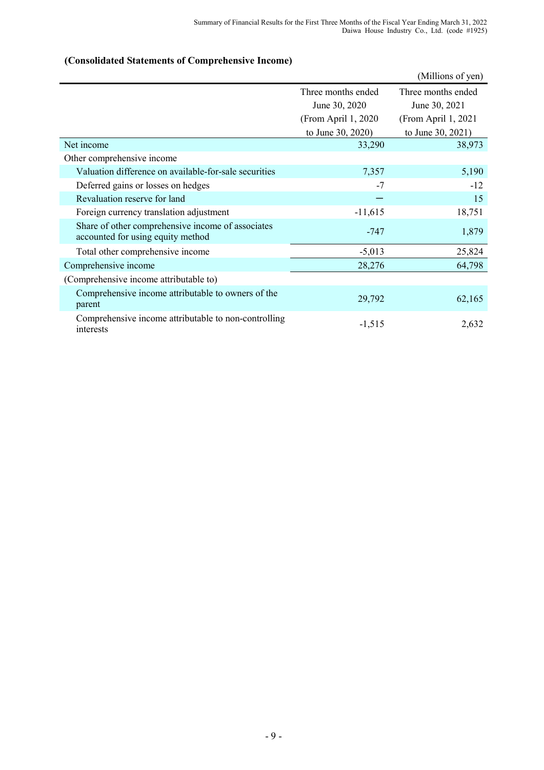### (Consolidated Statements of Comprehensive Income)

(Millions of yen)

| | Three months ended June 30, 2020 (From April 1, 2020 to June 30, 2020) | Three months ended June 30, 2021 (From April 1, 2021 to June 30, 2021) |
|---|---|---|
| Net income | 33,290 | 38,973 |
| Other comprehensive income | | |
| Valuation difference on available-for-sale securities | 7,357 | 5,190 |
| Deferred gains or losses on hedges | -7 | -12 |
| Revaluation reserve for land | ― | 15 |
| Foreign currency translation adjustment | -11,615 | 18,751 |
| Share of other comprehensive income of associates accounted for using equity method | -747 | 1,879 |
| Total other comprehensive income | -5,013 | 25,824 |
| Comprehensive income | 28,276 | 64,798 |
| (Comprehensive income attributable to) | | |
| Comprehensive income attributable to owners of the parent | 29,792 | 62,165 |
| Comprehensive income attributable to non-controlling interests | -1,515 | 2,632 |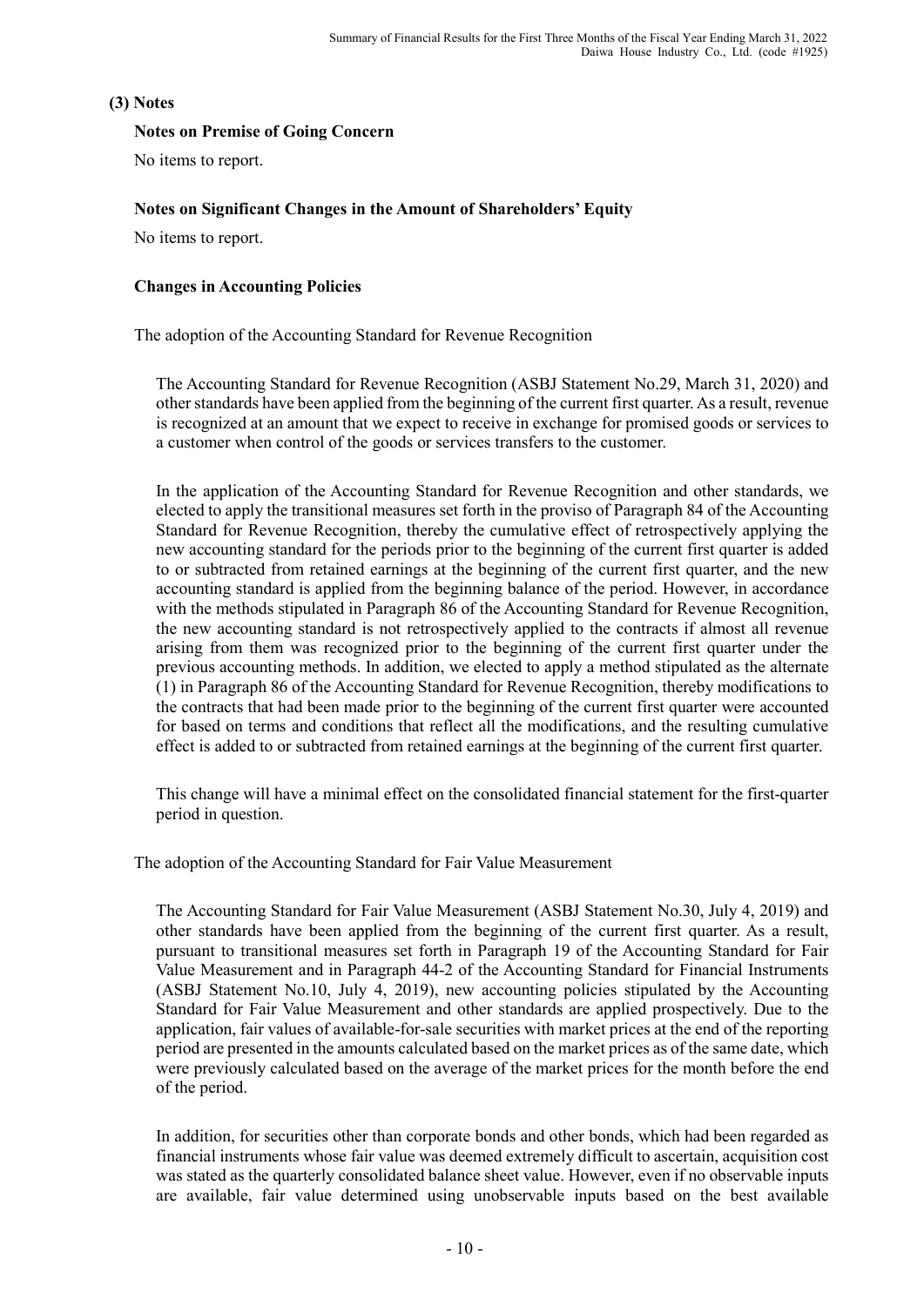### (3) Notes

**Notes on Premise of Going Concern**

No items to report.

**Notes on Significant Changes in the Amount of Shareholders' Equity**

No items to report.

**Changes in Accounting Policies**

The adoption of the Accounting Standard for Revenue Recognition

The Accounting Standard for Revenue Recognition (ASBJ Statement No.29, March 31, 2020) and other standards have been applied from the beginning of the current first quarter. As a result, revenue is recognized at an amount that we expect to receive in exchange for promised goods or services to a customer when control of the goods or services transfers to the customer.

In the application of the Accounting Standard for Revenue Recognition and other standards, we elected to apply the transitional measures set forth in the proviso of Paragraph 84 of the Accounting Standard for Revenue Recognition, thereby the cumulative effect of retrospectively applying the new accounting standard for the periods prior to the beginning of the current first quarter is added to or subtracted from retained earnings at the beginning of the current first quarter, and the new accounting standard is applied from the beginning balance of the period. However, in accordance with the methods stipulated in Paragraph 86 of the Accounting Standard for Revenue Recognition, the new accounting standard is not retrospectively applied to the contracts if almost all revenue arising from them was recognized prior to the beginning of the current first quarter under the previous accounting methods. In addition, we elected to apply a method stipulated as the alternate (1) in Paragraph 86 of the Accounting Standard for Revenue Recognition, thereby modifications to the contracts that had been made prior to the beginning of the current first quarter were accounted for based on terms and conditions that reflect all the modifications, and the resulting cumulative effect is added to or subtracted from retained earnings at the beginning of the current first quarter.

This change will have a minimal effect on the consolidated financial statement for the first-quarter period in question.

The adoption of the Accounting Standard for Fair Value Measurement

The Accounting Standard for Fair Value Measurement (ASBJ Statement No.30, July 4, 2019) and other standards have been applied from the beginning of the current first quarter. As a result, pursuant to transitional measures set forth in Paragraph 19 of the Accounting Standard for Fair Value Measurement and in Paragraph 44-2 of the Accounting Standard for Financial Instruments (ASBJ Statement No.10, July 4, 2019), new accounting policies stipulated by the Accounting Standard for Fair Value Measurement and other standards are applied prospectively. Due to the application, fair values of available-for-sale securities with market prices at the end of the reporting period are presented in the amounts calculated based on the market prices as of the same date, which were previously calculated based on the average of the market prices for the month before the end of the period.

In addition, for securities other than corporate bonds and other bonds, which had been regarded as financial instruments whose fair value was deemed extremely difficult to ascertain, acquisition cost was stated as the quarterly consolidated balance sheet value. However, even if no observable inputs are available, fair value determined using unobservable inputs based on the best available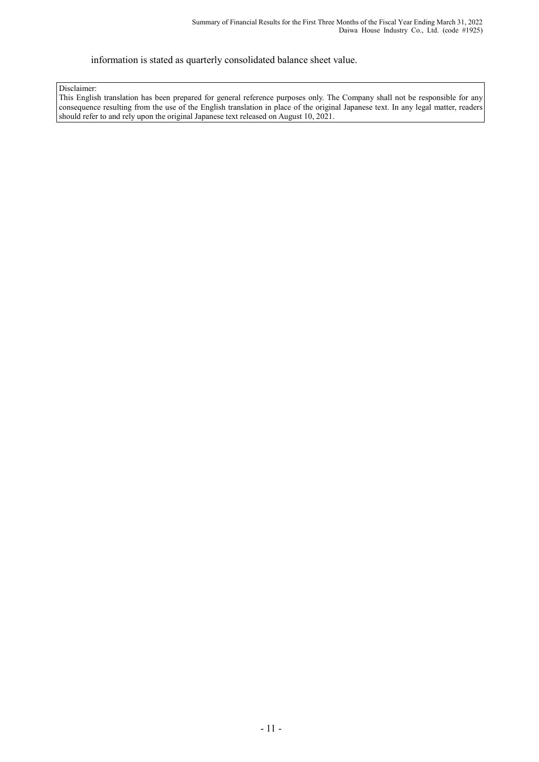information is stated as quarterly consolidated balance sheet value.

Disclaimer:
This English translation has been prepared for general reference purposes only. The Company shall not be responsible for any consequence resulting from the use of the English translation in place of the original Japanese text. In any legal matter, readers should refer to and rely upon the original Japanese text released on August 10, 2021.